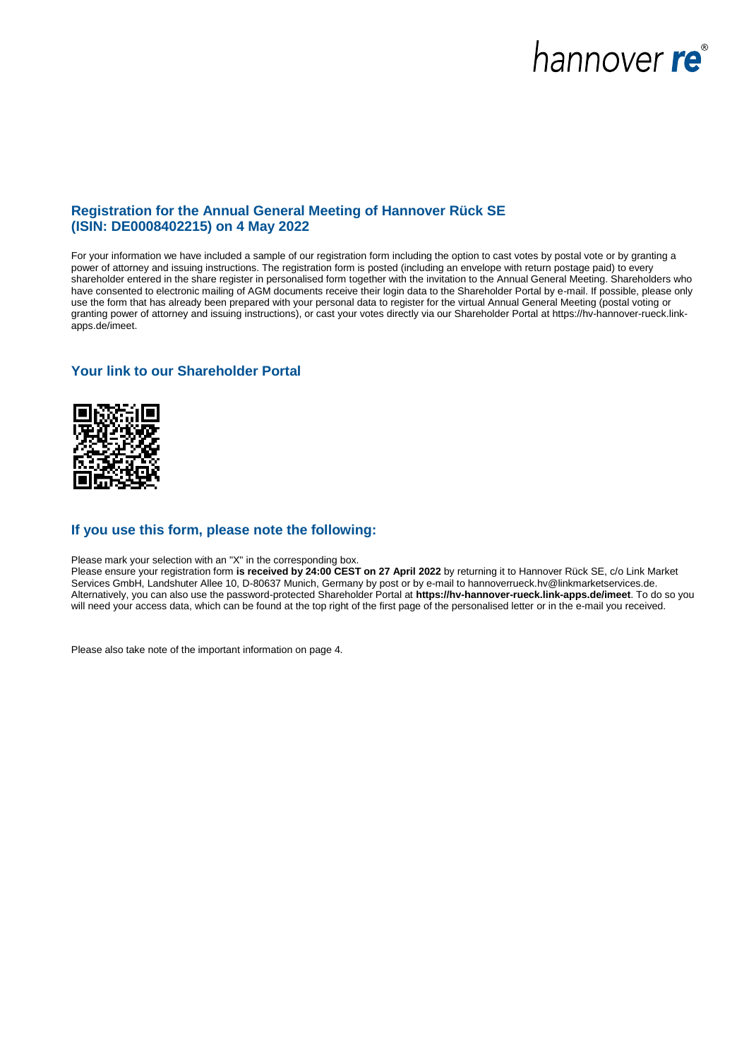## Registration for the Annual General Meeting of Hannover Rück SE (ISIN: DE0008402215) on 4 May 2022

For your information we have included a sample of our registration form including the option to cast votes by postal vote or by granting a power of attorney and issuing instructions. The registration form is posted (including an envelope with return postage paid) to every shareholder entered in the share register in personalised form together with the invitation to the Annual General Meeting. Shareholders who have consented to electronic mailing of AGM documents receive their login data to the Shareholder Portal by e-mail. If possible, please only use the form that has already been prepared with your personal data to register for the virtual Annual General Meeting (postal voting or granting power of attorney and issuing instructions), or cast your votes directly via our Shareholder Portal at https://hv-hannover-rueck.link-apps.de/imeet.

## Your link to our Shareholder Portal

## If you use this form, please note the following:

Please mark your selection with an "X" in the corresponding box.
Please ensure your registration form **is received by 24:00 CEST on 27 April 2022** by returning it to Hannover Rück SE, c/o Link Market Services GmbH, Landshuter Allee 10, D-80637 Munich, Germany by post or by e-mail to hannoverrueck.hv@linkmarketservices.de. Alternatively, you can also use the password-protected Shareholder Portal at **https://hv-hannover-rueck.link-apps.de/imeet**. To do so you will need your access data, which can be found at the top right of the first page of the personalised letter or in the e-mail you received.

Please also take note of the important information on page 4.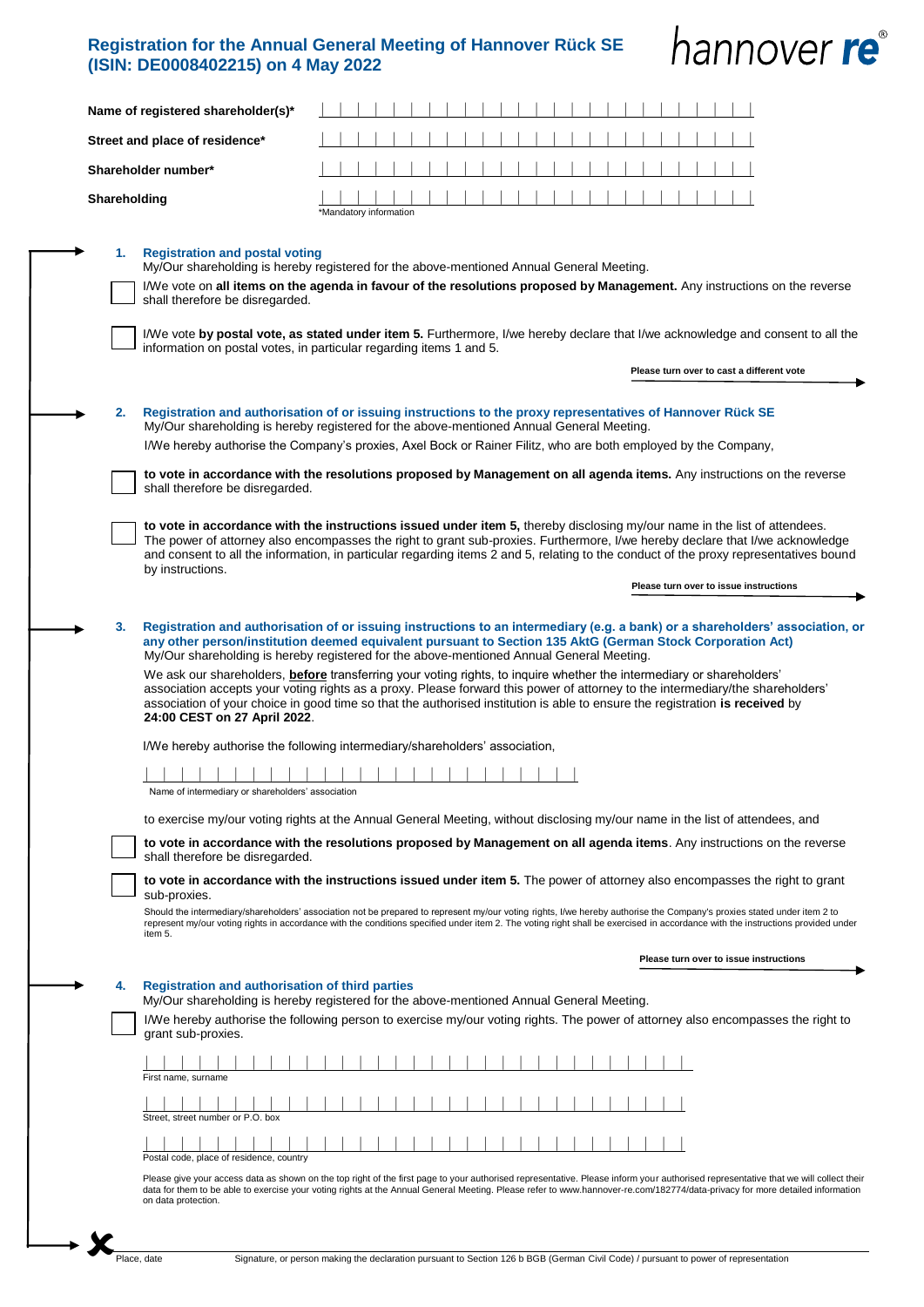# Registration for the Annual General Meeting of Hannover Rück SE (ISIN: DE0008402215) on 4 May 2022

hannover re®

**Name of registered shareholder(s)***

**Street and place of residence***

**Shareholder number***

**Shareholding**

*Mandatory information

## 1. Registration and postal voting

My/Our shareholding is hereby registered for the above-mentioned Annual General Meeting.

☐ I/We vote on **all items on the agenda in favour of the resolutions proposed by Management.** Any instructions on the reverse shall therefore be disregarded.

☐ I/We vote **by postal vote, as stated under item 5.** Furthermore, I/we hereby declare that I/we acknowledge and consent to all the information on postal votes, in particular regarding items 1 and 5.

**Please turn over to cast a different vote**

## 2. Registration and authorisation of or issuing instructions to the proxy representatives of Hannover Rück SE

My/Our shareholding is hereby registered for the above-mentioned Annual General Meeting.

I/We hereby authorise the Company's proxies, Axel Bock or Rainer Filitz, who are both employed by the Company,

☐ **to vote in accordance with the resolutions proposed by Management on all agenda items.** Any instructions on the reverse shall therefore be disregarded.

☐ **to vote in accordance with the instructions issued under item 5,** thereby disclosing my/our name in the list of attendees. The power of attorney also encompasses the right to grant sub-proxies. Furthermore, I/we hereby declare that I/we acknowledge and consent to all the information, in particular regarding items 2 and 5, relating to the conduct of the proxy representatives bound by instructions.

**Please turn over to issue instructions**

## 3. Registration and authorisation of or issuing instructions to an intermediary (e.g. a bank) or a shareholders' association, or any other person/institution deemed equivalent pursuant to Section 135 AktG (German Stock Corporation Act)

My/Our shareholding is hereby registered for the above-mentioned Annual General Meeting.

We ask our shareholders, **before** transferring your voting rights, to inquire whether the intermediary or shareholders' association accepts your voting rights as a proxy. Please forward this power of attorney to the intermediary/the shareholders' association of your choice in good time so that the authorised institution is able to ensure the registration **is received** by **24:00 CEST on 27 April 2022**.

I/We hereby authorise the following intermediary/shareholders' association,

Name of intermediary or shareholders' association

to exercise my/our voting rights at the Annual General Meeting, without disclosing my/our name in the list of attendees, and

☐ **to vote in accordance with the resolutions proposed by Management on all agenda items**. Any instructions on the reverse shall therefore be disregarded.

☐ **to vote in accordance with the instructions issued under item 5.** The power of attorney also encompasses the right to grant sub-proxies.

Should the intermediary/shareholders' association not be prepared to represent my/our voting rights, I/we hereby authorise the Company's proxies stated under item 2 to represent my/our voting rights in accordance with the conditions specified under item 2. The voting right shall be exercised in accordance with the instructions provided under item 5.

**Please turn over to issue instructions**

## 4. Registration and authorisation of third parties

My/Our shareholding is hereby registered for the above-mentioned Annual General Meeting.

☐ I/We hereby authorise the following person to exercise my/our voting rights. The power of attorney also encompasses the right to grant sub-proxies.

First name, surname

Street, street number or P.O. box

Postal code, place of residence, country

Please give your access data as shown on the top right of the first page to your authorised representative. Please inform your authorised representative that we will collect their data for them to be able to exercise your voting rights at the Annual General Meeting. Please refer to www.hannover-re.com/182774/data-privacy for more detailed information on data protection.

Place, date

Signature, or person making the declaration pursuant to Section 126 b BGB (German Civil Code) / pursuant to power of representation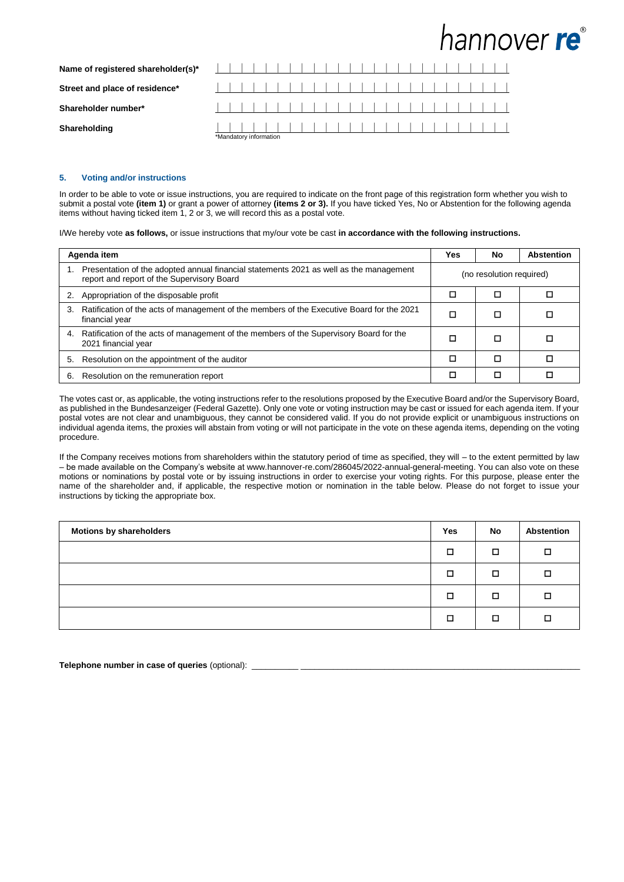hannover **re**®

**Name of registered shareholder(s)***

**Street and place of residence***

**Shareholder number***

**Shareholding**

*Mandatory information

### 5. Voting and/or instructions

In order to be able to vote or issue instructions, you are required to indicate on the front page of this registration form whether you wish to submit a postal vote **(item 1)** or grant a power of attorney **(items 2 or 3).** If you have ticked Yes, No or Abstention for the following agenda items without having ticked item 1, 2 or 3, we will record this as a postal vote.

I/We hereby vote **as follows,** or issue instructions that my/our vote be cast **in accordance with the following instructions.**

| Agenda item | Yes | No | Abstention |
|---|---|---|---|
| 1. Presentation of the adopted annual financial statements 2021 as well as the management report and report of the Supervisory Board | (no resolution required) | | |
| 2. Appropriation of the disposable profit | ☐ | ☐ | ☐ |
| 3. Ratification of the acts of management of the members of the Executive Board for the 2021 financial year | ☐ | ☐ | ☐ |
| 4. Ratification of the acts of management of the members of the Supervisory Board for the 2021 financial year | ☐ | ☐ | ☐ |
| 5. Resolution on the appointment of the auditor | ☐ | ☐ | ☐ |
| 6. Resolution on the remuneration report | ☐ | ☐ | ☐ |

The votes cast or, as applicable, the voting instructions refer to the resolutions proposed by the Executive Board and/or the Supervisory Board, as published in the Bundesanzeiger (Federal Gazette). Only one vote or voting instruction may be cast or issued for each agenda item. If your postal votes are not clear and unambiguous, they cannot be considered valid. If you do not provide explicit or unambiguous instructions on individual agenda items, the proxies will abstain from voting or will not participate in the vote on these agenda items, depending on the voting procedure.

If the Company receives motions from shareholders within the statutory period of time as specified, they will – to the extent permitted by law – be made available on the Company's website at www.hannover-re.com/286045/2022-annual-general-meeting. You can also vote on these motions or nominations by postal vote or by issuing instructions in order to exercise your voting rights. For this purpose, please enter the name of the shareholder and, if applicable, the respective motion or nomination in the table below. Please do not forget to issue your instructions by ticking the appropriate box.

| Motions by shareholders | Yes | No | Abstention |
|---|---|---|---|
| | ☐ | ☐ | ☐ |
| | ☐ | ☐ | ☐ |
| | ☐ | ☐ | ☐ |
| | ☐ | ☐ | ☐ |

**Telephone number in case of queries** (optional): ______________________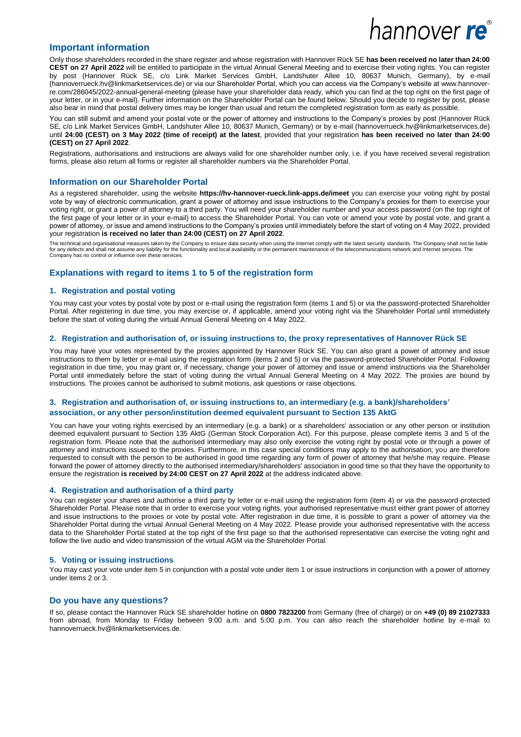## Important information

Only those shareholders recorded in the share register and whose registration with Hannover Rück SE **has been received no later than 24:00 CEST on 27 April 2022** will be entitled to participate in the virtual Annual General Meeting and to exercise their voting rights. You can register by post (Hannover Rück SE, c/o Link Market Services GmbH, Landshuter Allee 10, 80637 Munich, Germany), by e-mail (hannoverrueck.hv@linkmarketservices.de) or via our Shareholder Portal, which you can access via the Company's website at www.hannover-re.com/286045/2022-annual-general-meeting (please have your shareholder data ready, which you can find at the top right on the first page of your letter, or in your e-mail). Further information on the Shareholder Portal can be found below. Should you decide to register by post, please also bear in mind that postal delivery times may be longer than usual and return the completed registration form as early as possible.

You can still submit and amend your postal vote or the power of attorney and instructions to the Company's proxies by post (Hannover Rück SE, c/o Link Market Services GmbH, Landshuter Allee 10, 80637 Munich, Germany) or by e-mail (hannoverrueck.hv@linkmarketservices.de) until **24:00 (CEST) on 3 May 2022 (time of receipt) at the latest**, provided that your registration **has been received no later than 24:00 (CEST) on 27 April 2022**.

Registrations, authorisations and instructions are always valid for one shareholder number only, i.e. if you have received several registration forms, please also return all forms or register all shareholder numbers via the Shareholder Portal.

## Information on our Shareholder Portal

As a registered shareholder, using the website **https://hv-hannover-rueck.link-apps.de/imeet** you can exercise your voting right by postal vote by way of electronic communication, grant a power of attorney and issue instructions to the Company's proxies for them to exercise your voting right, or grant a power of attorney to a third party. You will need your shareholder number and your access password (on the top right of the first page of your letter or in your e-mail) to access the Shareholder Portal. You can vote or amend your vote by postal vote, and grant a power of attorney, or issue and amend instructions to the Company's proxies until immediately before the start of voting on 4 May 2022, provided your registration **is received no later than 24:00 (CEST) on 27 April 2022**.

The technical and organisational measures taken by the Company to ensure data security when using the Internet comply with the latest security standards. The Company shall not be liable for any defects and shall not assume any liability for the functionality and local availability or the permanent maintenance of the telecommunications network and Internet services. The Company has no control or influence over these services.

## Explanations with regard to items 1 to 5 of the registration form

### 1. Registration and postal voting

You may cast your votes by postal vote by post or e-mail using the registration form (items 1 and 5) or via the password-protected Shareholder Portal. After registering in due time, you may exercise or, if applicable, amend your voting right via the Shareholder Portal until immediately before the start of voting during the virtual Annual General Meeting on 4 May 2022.

### 2. Registration and authorisation of, or issuing instructions to, the proxy representatives of Hannover Rück SE

You may have your votes represented by the proxies appointed by Hannover Rück SE. You can also grant a power of attorney and issue instructions to them by letter or e-mail using the registration form (items 2 and 5) or via the password-protected Shareholder Portal. Following registration in due time, you may grant or, if necessary, change your power of attorney and issue or amend instructions via the Shareholder Portal until immediately before the start of voting during the virtual Annual General Meeting on 4 May 2022. The proxies are bound by instructions. The proxies cannot be authorised to submit motions, ask questions or raise objections.

### 3. Registration and authorisation of, or issuing instructions to, an intermediary (e.g. a bank)/shareholders' association, or any other person/institution deemed equivalent pursuant to Section 135 AktG

You can have your voting rights exercised by an intermediary (e.g. a bank) or a shareholders' association or any other person or institution deemed equivalent pursuant to Section 135 AktG (German Stock Corporation Act). For this purpose, please complete items 3 and 5 of the registration form. Please note that the authorised intermediary may also only exercise the voting right by postal vote or through a power of attorney and instructions issued to the proxies. Furthermore, in this case special conditions may apply to the authorisation; you are therefore requested to consult with the person to be authorised in good time regarding any form of power of attorney that he/she may require. Please forward the power of attorney directly to the authorised intermediary/shareholders' association in good time so that they have the opportunity to ensure the registration **is received by 24:00 CEST on 27 April 2022** at the address indicated above.

### 4. Registration and authorisation of a third party

You can register your shares and authorise a third party by letter or e-mail using the registration form (item 4) or via the password-protected Shareholder Portal. Please note that in order to exercise your voting rights, your authorised representative must either grant power of attorney and issue instructions to the proxies or vote by postal vote. After registration in due time, it is possible to grant a power of attorney via the Shareholder Portal during the virtual Annual General Meeting on 4 May 2022. Please provide your authorised representative with the access data to the Shareholder Portal stated at the top right of the first page so that the authorised representative can exercise the voting right and follow the live audio and video transmission of the virtual AGM via the Shareholder Portal.

### 5. Voting or issuing instructions

You may cast your vote under item 5 in conjunction with a postal vote under item 1 or issue instructions in conjunction with a power of attorney under items 2 or 3.

## Do you have any questions?

If so, please contact the Hannover Rück SE shareholder hotline on **0800 7823200** from Germany (free of charge) or on **+49 (0) 89 21027333** from abroad, from Monday to Friday between 9:00 a.m. and 5:00 p.m. You can also reach the shareholder hotline by e-mail to hannoverrueck.hv@linkmarketservices.de.